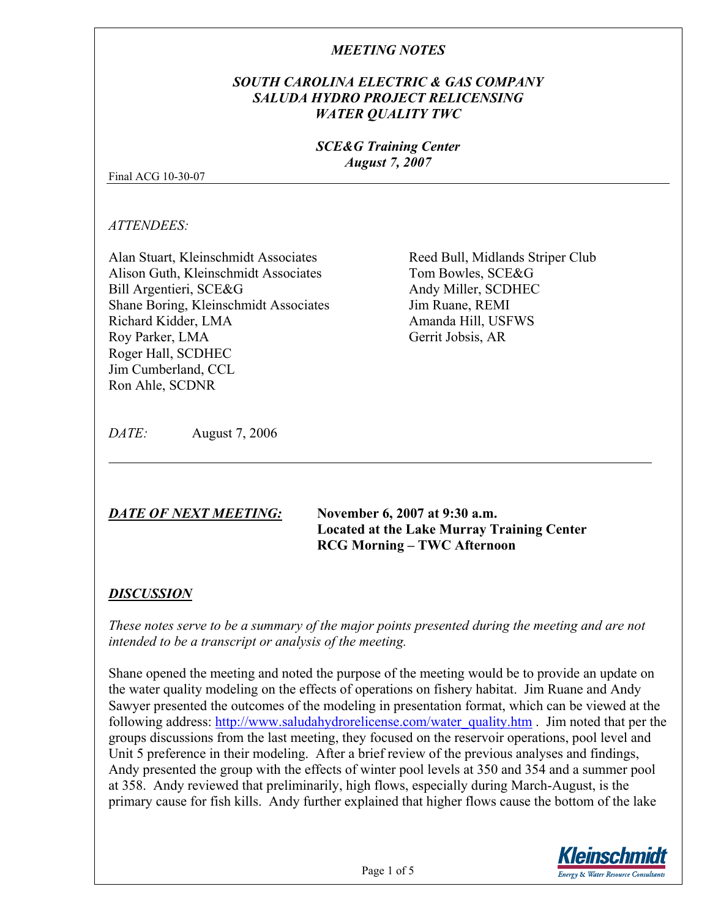*MEETING NOTES*

***SOUTH CAROLINA ELECTRIC & GAS COMPANY***
***SALUDA HYDRO PROJECT RELICENSING***
***WATER QUALITY TWC***

***SCE&G Training Center***
***August 7, 2007***

Final ACG 10-30-07

*ATTENDEES:*

Alan Stuart, Kleinschmidt Associates
Alison Guth, Kleinschmidt Associates
Bill Argentieri, SCE&G
Shane Boring, Kleinschmidt Associates
Richard Kidder, LMA
Roy Parker, LMA
Roger Hall, SCDHEC
Jim Cumberland, CCL
Ron Ahle, SCDNR
Reed Bull, Midlands Striper Club
Tom Bowles, SCE&G
Andy Miller, SCDHEC
Jim Ruane, REMI
Amanda Hill, USFWS
Gerrit Jobsis, AR

*DATE:* August 7, 2006

---

***DATE OF NEXT MEETING:*** **November 6, 2007 at 9:30 a.m.**
**Located at the Lake Murray Training Center**
**RCG Morning – TWC Afternoon**

## ***DISCUSSION***

*These notes serve to be a summary of the major points presented during the meeting and are not intended to be a transcript or analysis of the meeting.*

Shane opened the meeting and noted the purpose of the meeting would be to provide an update on the water quality modeling on the effects of operations on fishery habitat. Jim Ruane and Andy Sawyer presented the outcomes of the modeling in presentation format, which can be viewed at the following address: http://www.saludahydrorelicense.com/water_quality.htm . Jim noted that per the groups discussions from the last meeting, they focused on the reservoir operations, pool level and Unit 5 preference in their modeling. After a brief review of the previous analyses and findings, Andy presented the group with the effects of winter pool levels at 350 and 354 and a summer pool at 358. Andy reviewed that preliminarily, high flows, especially during March-August, is the primary cause for fish kills. Andy further explained that higher flows cause the bottom of the lake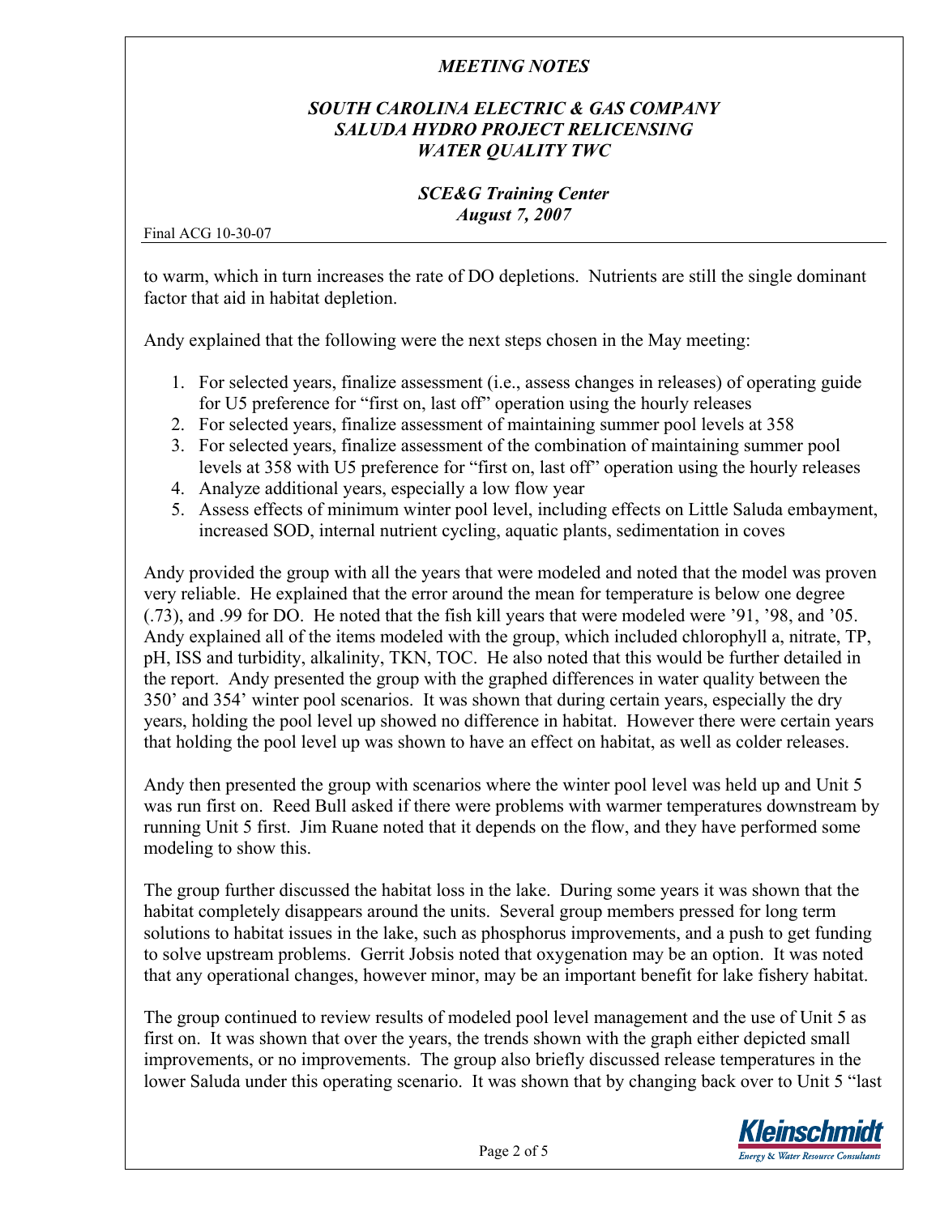to warm, which in turn increases the rate of DO depletions. Nutrients are still the single dominant factor that aid in habitat depletion.

Andy explained that the following were the next steps chosen in the May meeting:

1. For selected years, finalize assessment (i.e., assess changes in releases) of operating guide for U5 preference for "first on, last off" operation using the hourly releases
2. For selected years, finalize assessment of maintaining summer pool levels at 358
3. For selected years, finalize assessment of the combination of maintaining summer pool levels at 358 with U5 preference for "first on, last off" operation using the hourly releases
4. Analyze additional years, especially a low flow year
5. Assess effects of minimum winter pool level, including effects on Little Saluda embayment, increased SOD, internal nutrient cycling, aquatic plants, sedimentation in coves

Andy provided the group with all the years that were modeled and noted that the model was proven very reliable. He explained that the error around the mean for temperature is below one degree (.73), and .99 for DO. He noted that the fish kill years that were modeled were '91, '98, and '05. Andy explained all of the items modeled with the group, which included chlorophyll a, nitrate, TP, pH, ISS and turbidity, alkalinity, TKN, TOC. He also noted that this would be further detailed in the report. Andy presented the group with the graphed differences in water quality between the 350' and 354' winter pool scenarios. It was shown that during certain years, especially the dry years, holding the pool level up showed no difference in habitat. However there were certain years that holding the pool level up was shown to have an effect on habitat, as well as colder releases.

Andy then presented the group with scenarios where the winter pool level was held up and Unit 5 was run first on. Reed Bull asked if there were problems with warmer temperatures downstream by running Unit 5 first. Jim Ruane noted that it depends on the flow, and they have performed some modeling to show this.

The group further discussed the habitat loss in the lake. During some years it was shown that the habitat completely disappears around the units. Several group members pressed for long term solutions to habitat issues in the lake, such as phosphorus improvements, and a push to get funding to solve upstream problems. Gerrit Jobsis noted that oxygenation may be an option. It was noted that any operational changes, however minor, may be an important benefit for lake fishery habitat.

The group continued to review results of modeled pool level management and the use of Unit 5 as first on. It was shown that over the years, the trends shown with the graph either depicted small improvements, or no improvements. The group also briefly discussed release temperatures in the lower Saluda under this operating scenario. It was shown that by changing back over to Unit 5 "last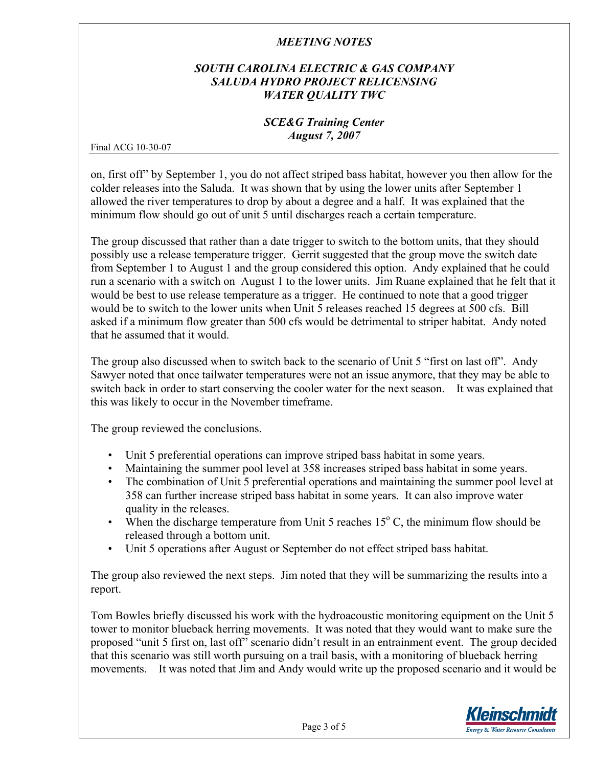on, first off" by September 1, you do not affect striped bass habitat, however you then allow for the colder releases into the Saluda. It was shown that by using the lower units after September 1 allowed the river temperatures to drop by about a degree and a half. It was explained that the minimum flow should go out of unit 5 until discharges reach a certain temperature.

The group discussed that rather than a date trigger to switch to the bottom units, that they should possibly use a release temperature trigger. Gerrit suggested that the group move the switch date from September 1 to August 1 and the group considered this option. Andy explained that he could run a scenario with a switch on August 1 to the lower units. Jim Ruane explained that he felt that it would be best to use release temperature as a trigger. He continued to note that a good trigger would be to switch to the lower units when Unit 5 releases reached 15 degrees at 500 cfs. Bill asked if a minimum flow greater than 500 cfs would be detrimental to striper habitat. Andy noted that he assumed that it would.

The group also discussed when to switch back to the scenario of Unit 5 "first on last off". Andy Sawyer noted that once tailwater temperatures were not an issue anymore, that they may be able to switch back in order to start conserving the cooler water for the next season. It was explained that this was likely to occur in the November timeframe.

The group reviewed the conclusions.

- Unit 5 preferential operations can improve striped bass habitat in some years.
- Maintaining the summer pool level at 358 increases striped bass habitat in some years.
- The combination of Unit 5 preferential operations and maintaining the summer pool level at 358 can further increase striped bass habitat in some years. It can also improve water quality in the releases.
- When the discharge temperature from Unit 5 reaches $15^{o}$ C, the minimum flow should be released through a bottom unit.
- Unit 5 operations after August or September do not effect striped bass habitat.

The group also reviewed the next steps. Jim noted that they will be summarizing the results into a report.

Tom Bowles briefly discussed his work with the hydroacoustic monitoring equipment on the Unit 5 tower to monitor blueback herring movements. It was noted that they would want to make sure the proposed "unit 5 first on, last off" scenario didn't result in an entrainment event. The group decided that this scenario was still worth pursuing on a trail basis, with a monitoring of blueback herring movements. It was noted that Jim and Andy would write up the proposed scenario and it would be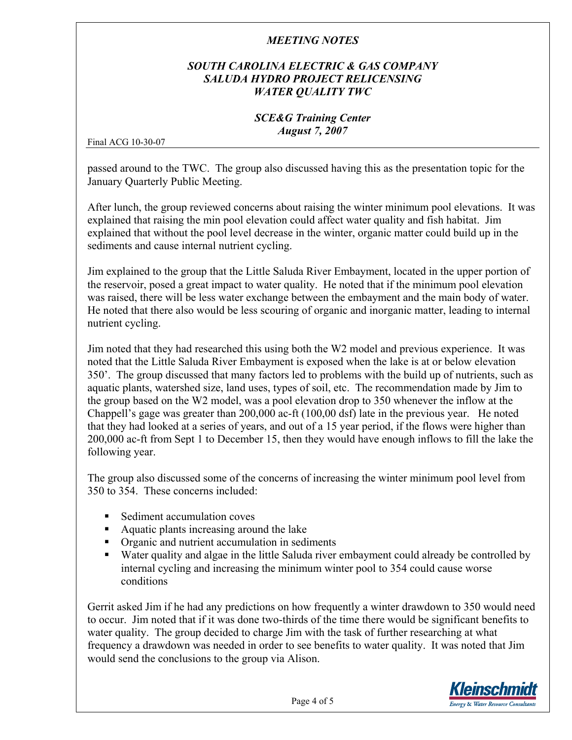passed around to the TWC. The group also discussed having this as the presentation topic for the January Quarterly Public Meeting.

After lunch, the group reviewed concerns about raising the winter minimum pool elevations. It was explained that raising the min pool elevation could affect water quality and fish habitat. Jim explained that without the pool level decrease in the winter, organic matter could build up in the sediments and cause internal nutrient cycling.

Jim explained to the group that the Little Saluda River Embayment, located in the upper portion of the reservoir, posed a great impact to water quality. He noted that if the minimum pool elevation was raised, there will be less water exchange between the embayment and the main body of water. He noted that there also would be less scouring of organic and inorganic matter, leading to internal nutrient cycling.

Jim noted that they had researched this using both the W2 model and previous experience. It was noted that the Little Saluda River Embayment is exposed when the lake is at or below elevation 350'. The group discussed that many factors led to problems with the build up of nutrients, such as aquatic plants, watershed size, land uses, types of soil, etc. The recommendation made by Jim to the group based on the W2 model, was a pool elevation drop to 350 whenever the inflow at the Chappell's gage was greater than 200,000 ac-ft (100,00 dsf) late in the previous year. He noted that they had looked at a series of years, and out of a 15 year period, if the flows were higher than 200,000 ac-ft from Sept 1 to December 15, then they would have enough inflows to fill the lake the following year.

The group also discussed some of the concerns of increasing the winter minimum pool level from 350 to 354. These concerns included:

- Sediment accumulation coves
- Aquatic plants increasing around the lake
- Organic and nutrient accumulation in sediments
- Water quality and algae in the little Saluda river embayment could already be controlled by internal cycling and increasing the minimum winter pool to 354 could cause worse conditions

Gerrit asked Jim if he had any predictions on how frequently a winter drawdown to 350 would need to occur. Jim noted that if it was done two-thirds of the time there would be significant benefits to water quality. The group decided to charge Jim with the task of further researching at what frequency a drawdown was needed in order to see benefits to water quality. It was noted that Jim would send the conclusions to the group via Alison.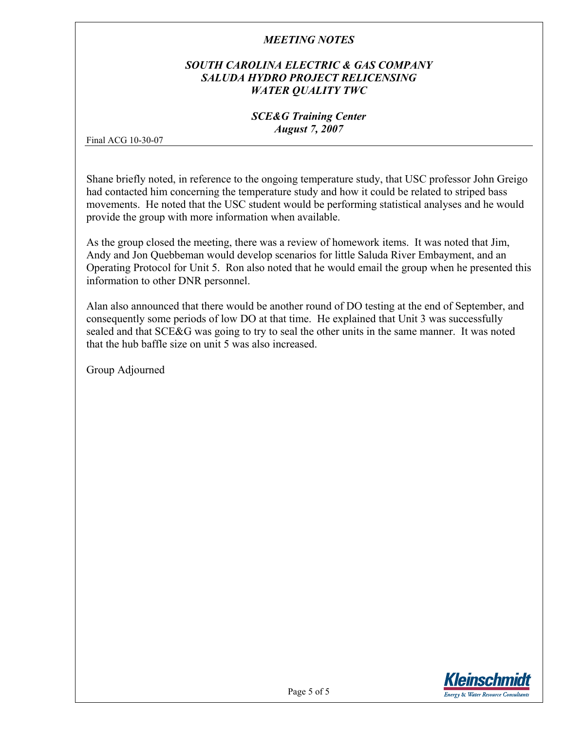Shane briefly noted, in reference to the ongoing temperature study, that USC professor John Greigo had contacted him concerning the temperature study and how it could be related to striped bass movements. He noted that the USC student would be performing statistical analyses and he would provide the group with more information when available.

As the group closed the meeting, there was a review of homework items. It was noted that Jim, Andy and Jon Quebbeman would develop scenarios for little Saluda River Embayment, and an Operating Protocol for Unit 5. Ron also noted that he would email the group when he presented this information to other DNR personnel.

Alan also announced that there would be another round of DO testing at the end of September, and consequently some periods of low DO at that time. He explained that Unit 3 was successfully sealed and that SCE&G was going to try to seal the other units in the same manner. It was noted that the hub baffle size on unit 5 was also increased.

Group Adjourned